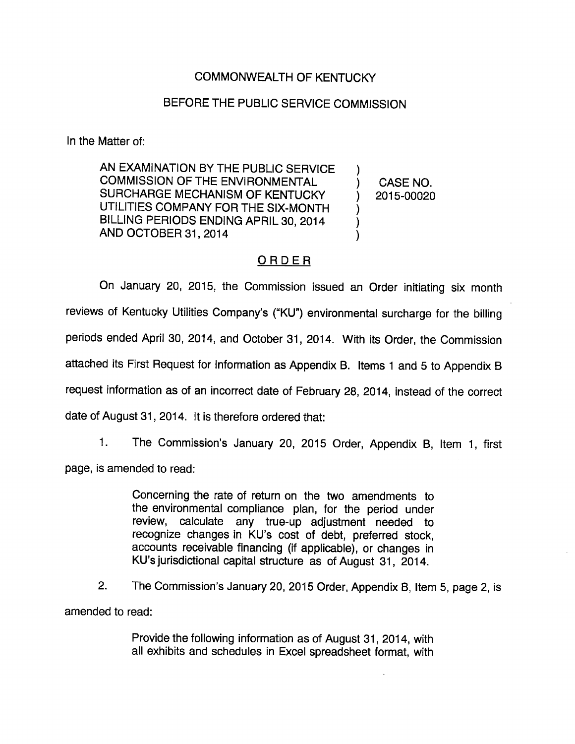COMMONWEALTH OF KENTUCKY

BEFORE THE PUBLIC SERVICE COMMISSION

In the Matter of:

| | | |
|---|---|---|
| AN EXAMINATION BY THE PUBLIC SERVICE COMMISSION OF THE ENVIRONMENTAL SURCHARGE MECHANISM OF KENTUCKY UTILITIES COMPANY FOR THE SIX-MONTH BILLING PERIODS ENDING APRIL 30, 2014 AND OCTOBER 31, 2014 | ) ) ) ) ) ) | CASE NO. 2015-00020 |

## ORDER

On January 20, 2015, the Commission issued an Order initiating six month reviews of Kentucky Utilities Company's ("KU") environmental surcharge for the billing periods ended April 30, 2014, and October 31, 2014. With its Order, the Commission attached its First Request for Information as Appendix B. Items 1 and 5 to Appendix B request information as of an incorrect date of February 28, 2014, instead of the correct date of August 31, 2014. It is therefore ordered that:

1. The Commission's January 20, 2015 Order, Appendix B, Item 1, first page, is amended to read:

> Concerning the rate of return on the two amendments to the environmental compliance plan, for the period under review, calculate any true-up adjustment needed to recognize changes in KU's cost of debt, preferred stock, accounts receivable financing (if applicable), or changes in KU's jurisdictional capital structure as of August 31, 2014.

2. The Commission's January 20, 2015 Order, Appendix B, Item 5, page 2, is amended to read:

> Provide the following information as of August 31, 2014, with all exhibits and schedules in Excel spreadsheet format, with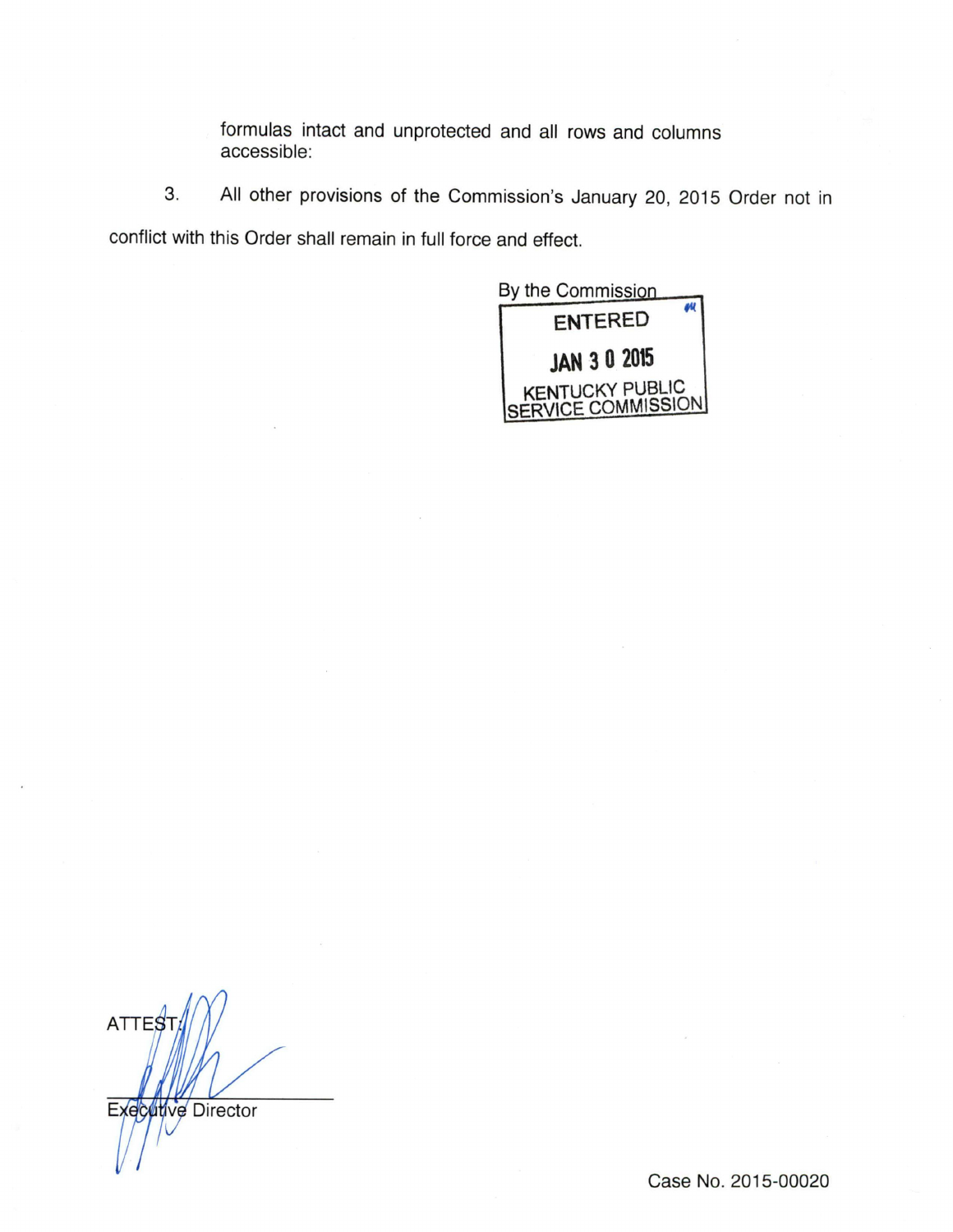formulas intact and unprotected and all rows and columns accessible:

3. All other provisions of the Commission's January 20, 2015 Order not in conflict with this Order shall remain in full force and effect.

By the Commission

ENTERED

JAN 30 2015

KENTUCKY PUBLIC SERVICE COMMISSION

ATTEST:

Executive Director

Case No. 2015-00020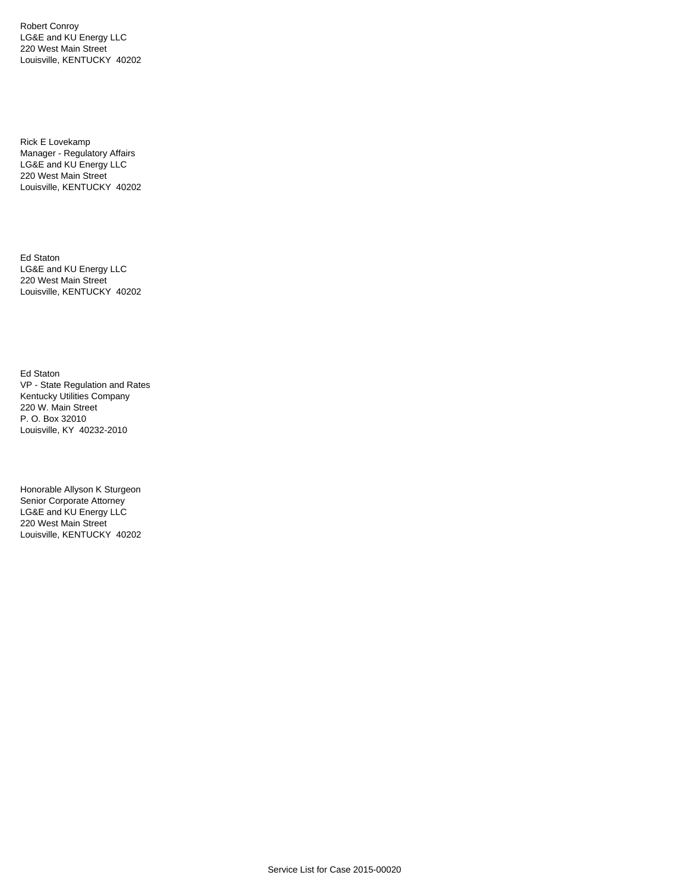Robert Conroy
LG&E and KU Energy LLC
220 West Main Street
Louisville, KENTUCKY  40202

Rick E Lovekamp
Manager - Regulatory Affairs
LG&E and KU Energy LLC
220 West Main Street
Louisville, KENTUCKY  40202

Ed Staton
LG&E and KU Energy LLC
220 West Main Street
Louisville, KENTUCKY  40202

Ed Staton
VP - State Regulation and Rates
Kentucky Utilities Company
220 W. Main Street
P. O. Box 32010
Louisville, KY  40232-2010

Honorable Allyson K Sturgeon
Senior Corporate Attorney
LG&E and KU Energy LLC
220 West Main Street
Louisville, KENTUCKY  40202